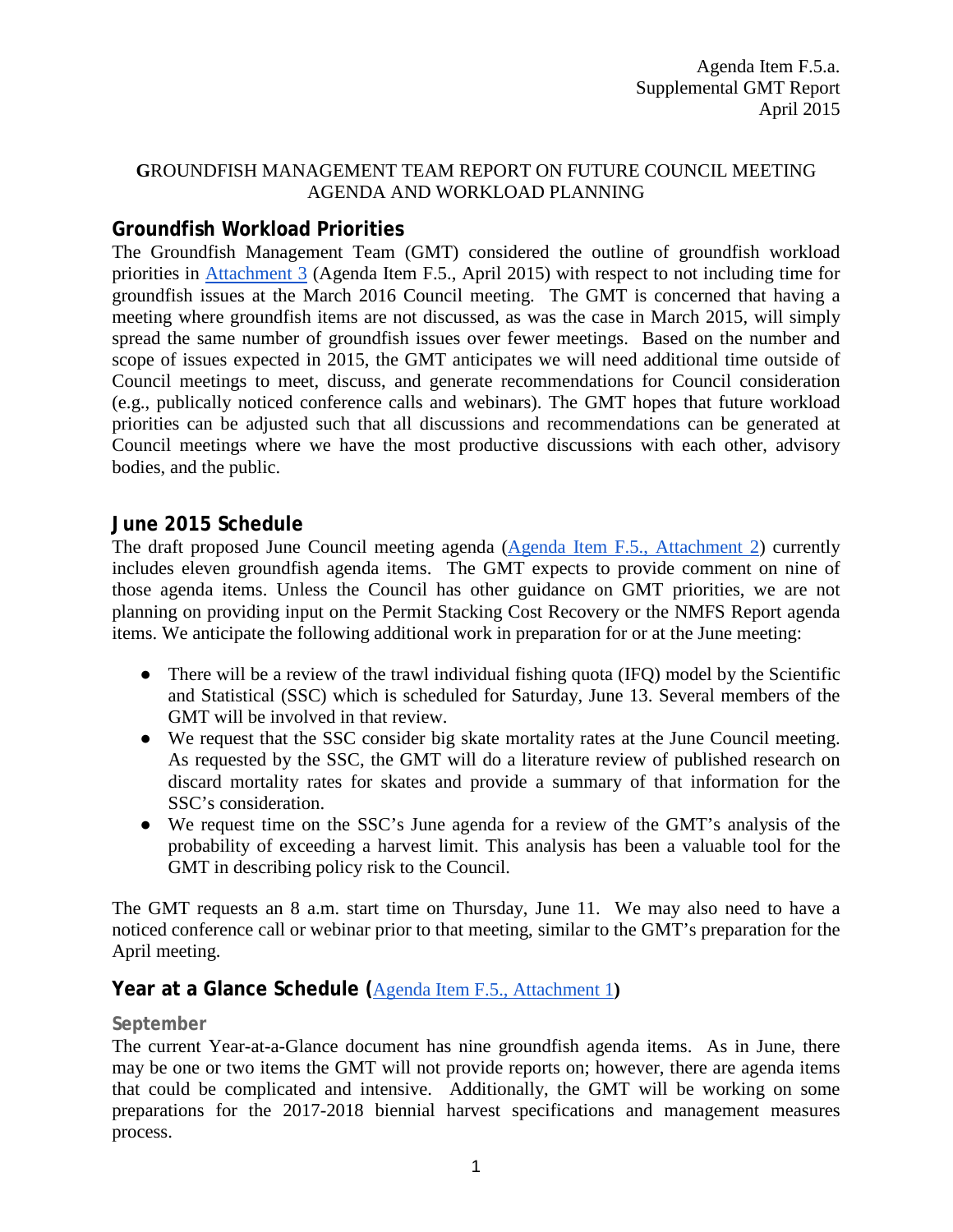Agenda Item F.5.a.
Supplemental GMT Report
April 2015

# GROUNDFISH MANAGEMENT TEAM REPORT ON FUTURE COUNCIL MEETING AGENDA AND WORKLOAD PLANNING

## Groundfish Workload Priorities

The Groundfish Management Team (GMT) considered the outline of groundfish workload priorities in Attachment 3 (Agenda Item F.5., April 2015) with respect to not including time for groundfish issues at the March 2016 Council meeting. The GMT is concerned that having a meeting where groundfish items are not discussed, as was the case in March 2015, will simply spread the same number of groundfish issues over fewer meetings. Based on the number and scope of issues expected in 2015, the GMT anticipates we will need additional time outside of Council meetings to meet, discuss, and generate recommendations for Council consideration (e.g., publically noticed conference calls and webinars). The GMT hopes that future workload priorities can be adjusted such that all discussions and recommendations can be generated at Council meetings where we have the most productive discussions with each other, advisory bodies, and the public.

## June 2015 Schedule

The draft proposed June Council meeting agenda (Agenda Item F.5., Attachment 2) currently includes eleven groundfish agenda items. The GMT expects to provide comment on nine of those agenda items. Unless the Council has other guidance on GMT priorities, we are not planning on providing input on the Permit Stacking Cost Recovery or the NMFS Report agenda items. We anticipate the following additional work in preparation for or at the June meeting:

- There will be a review of the trawl individual fishing quota (IFQ) model by the Scientific and Statistical (SSC) which is scheduled for Saturday, June 13. Several members of the GMT will be involved in that review.
- We request that the SSC consider big skate mortality rates at the June Council meeting. As requested by the SSC, the GMT will do a literature review of published research on discard mortality rates for skates and provide a summary of that information for the SSC's consideration.
- We request time on the SSC's June agenda for a review of the GMT's analysis of the probability of exceeding a harvest limit. This analysis has been a valuable tool for the GMT in describing policy risk to the Council.

The GMT requests an 8 a.m. start time on Thursday, June 11. We may also need to have a noticed conference call or webinar prior to that meeting, similar to the GMT's preparation for the April meeting.

## Year at a Glance Schedule (Agenda Item F.5., Attachment 1)

### September

The current Year-at-a-Glance document has nine groundfish agenda items. As in June, there may be one or two items the GMT will not provide reports on; however, there are agenda items that could be complicated and intensive. Additionally, the GMT will be working on some preparations for the 2017-2018 biennial harvest specifications and management measures process.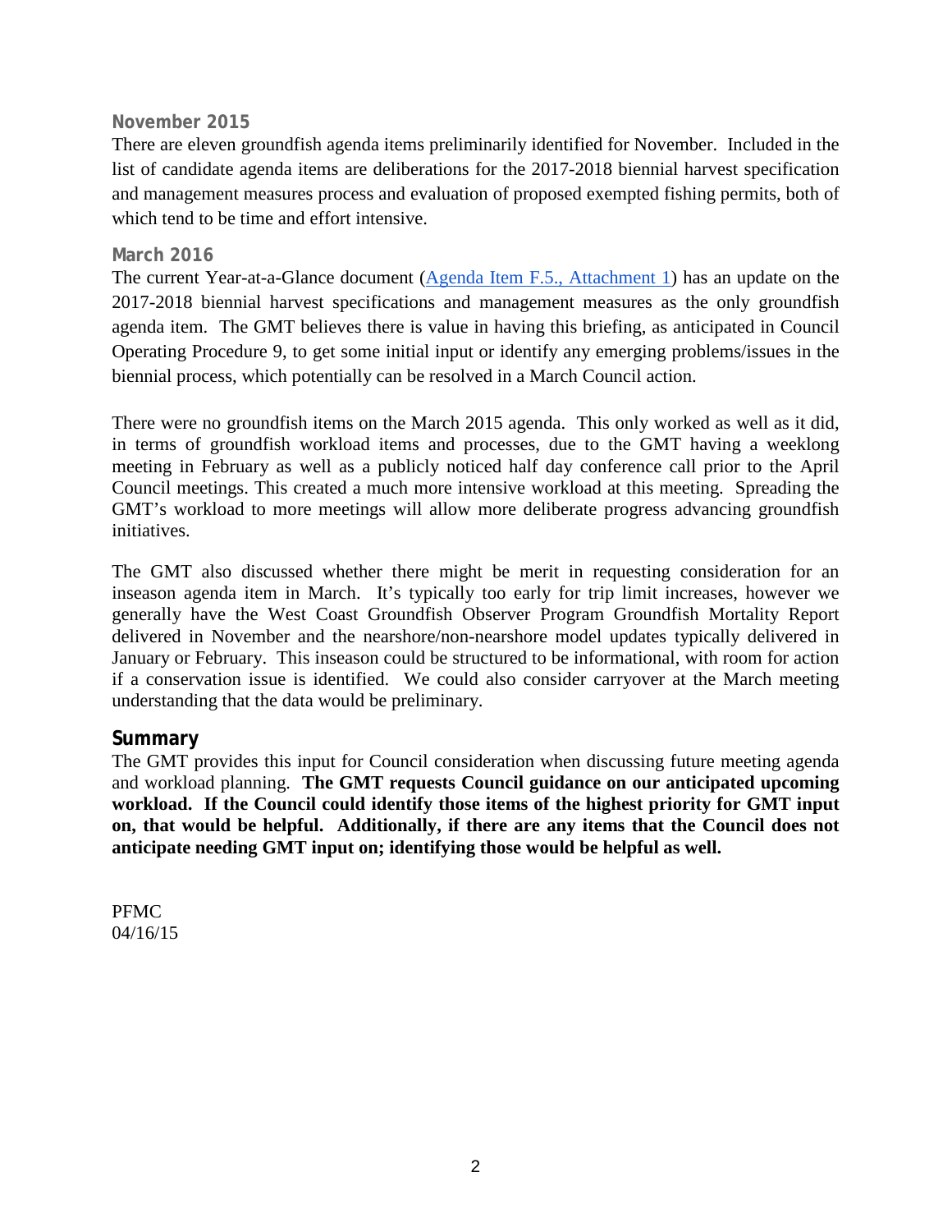### November 2015

There are eleven groundfish agenda items preliminarily identified for November. Included in the list of candidate agenda items are deliberations for the 2017-2018 biennial harvest specification and management measures process and evaluation of proposed exempted fishing permits, both of which tend to be time and effort intensive.

### March 2016

The current Year-at-a-Glance document (Agenda Item F.5., Attachment 1) has an update on the 2017-2018 biennial harvest specifications and management measures as the only groundfish agenda item. The GMT believes there is value in having this briefing, as anticipated in Council Operating Procedure 9, to get some initial input or identify any emerging problems/issues in the biennial process, which potentially can be resolved in a March Council action.

There were no groundfish items on the March 2015 agenda. This only worked as well as it did, in terms of groundfish workload items and processes, due to the GMT having a weeklong meeting in February as well as a publicly noticed half day conference call prior to the April Council meetings. This created a much more intensive workload at this meeting. Spreading the GMT's workload to more meetings will allow more deliberate progress advancing groundfish initiatives.

The GMT also discussed whether there might be merit in requesting consideration for an inseason agenda item in March. It's typically too early for trip limit increases, however we generally have the West Coast Groundfish Observer Program Groundfish Mortality Report delivered in November and the nearshore/non-nearshore model updates typically delivered in January or February. This inseason could be structured to be informational, with room for action if a conservation issue is identified. We could also consider carryover at the March meeting understanding that the data would be preliminary.

## Summary

The GMT provides this input for Council consideration when discussing future meeting agenda and workload planning. **The GMT requests Council guidance on our anticipated upcoming workload. If the Council could identify those items of the highest priority for GMT input on, that would be helpful. Additionally, if there are any items that the Council does not anticipate needing GMT input on; identifying those would be helpful as well.**

PFMC
04/16/15